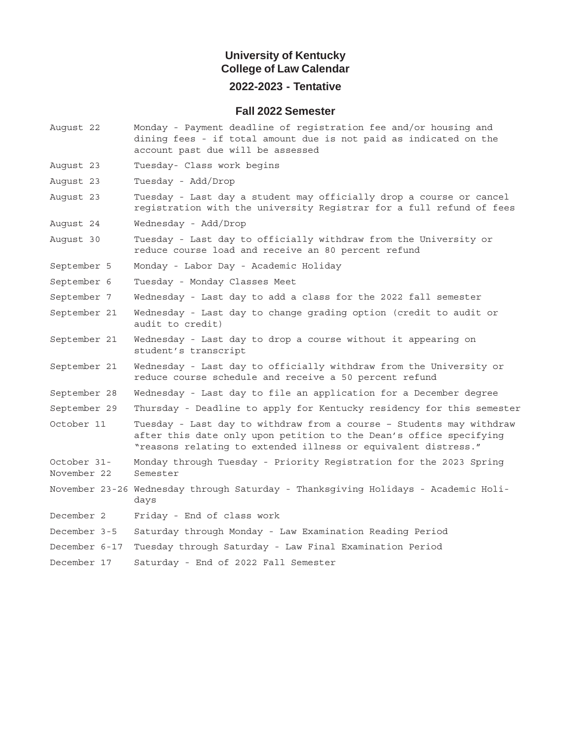# University of Kentucky
## College of Law Calendar
## 2022-2023 - Tentative

### Fall 2022 Semester

| | |
|---|---|
| August 22 | Monday - Payment deadline of registration fee and/or housing and dining fees - if total amount due is not paid as indicated on the account past due will be assessed |
| August 23 | Tuesday- Class work begins |
| August 23 | Tuesday - Add/Drop |
| August 23 | Tuesday - Last day a student may officially drop a course or cancel registration with the university Registrar for a full refund of fees |
| August 24 | Wednesday - Add/Drop |
| August 30 | Tuesday - Last day to officially withdraw from the University or reduce course load and receive an 80 percent refund |
| September 5 | Monday - Labor Day - Academic Holiday |
| September 6 | Tuesday - Monday Classes Meet |
| September 7 | Wednesday - Last day to add a class for the 2022 fall semester |
| September 21 | Wednesday - Last day to change grading option (credit to audit or audit to credit) |
| September 21 | Wednesday - Last day to drop a course without it appearing on student's transcript |
| September 21 | Wednesday - Last day to officially withdraw from the University or reduce course schedule and receive a 50 percent refund |
| September 28 | Wednesday - Last day to file an application for a December degree |
| September 29 | Thursday - Deadline to apply for Kentucky residency for this semester |
| October 11 | Tuesday - Last day to withdraw from a course – Students may withdraw after this date only upon petition to the Dean's office specifying "reasons relating to extended illness or equivalent distress." |
| October 31- November 22 | Monday through Tuesday - Priority Registration for the 2023 Spring Semester |
| November 23-26 | Wednesday through Saturday - Thanksgiving Holidays - Academic Holidays |
| December 2 | Friday - End of class work |
| December 3-5 | Saturday through Monday - Law Examination Reading Period |
| December 6-17 | Tuesday through Saturday - Law Final Examination Period |
| December 17 | Saturday - End of 2022 Fall Semester |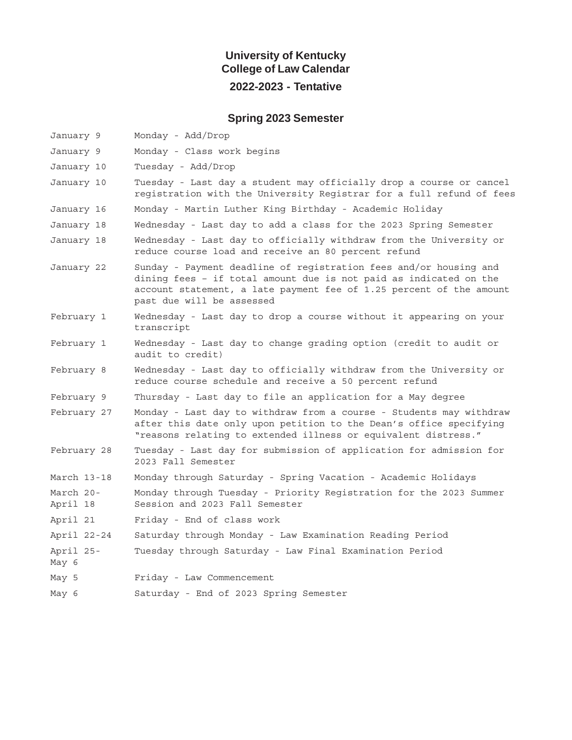# University of Kentucky
# College of Law Calendar
## 2022-2023 - Tentative

### Spring 2023 Semester

| Date | Event |
|---|---|
| January 9 | Monday - Add/Drop |
| January 9 | Monday - Class work begins |
| January 10 | Tuesday - Add/Drop |
| January 10 | Tuesday - Last day a student may officially drop a course or cancel registration with the University Registrar for a full refund of fees |
| January 16 | Monday - Martin Luther King Birthday - Academic Holiday |
| January 18 | Wednesday - Last day to add a class for the 2023 Spring Semester |
| January 18 | Wednesday - Last day to officially withdraw from the University or reduce course load and receive an 80 percent refund |
| January 22 | Sunday - Payment deadline of registration fees and/or housing and dining fees – if total amount due is not paid as indicated on the account statement, a late payment fee of 1.25 percent of the amount past due will be assessed |
| February 1 | Wednesday - Last day to drop a course without it appearing on your transcript |
| February 1 | Wednesday - Last day to change grading option (credit to audit or audit to credit) |
| February 8 | Wednesday - Last day to officially withdraw from the University or reduce course schedule and receive a 50 percent refund |
| February 9 | Thursday - Last day to file an application for a May degree |
| February 27 | Monday - Last day to withdraw from a course - Students may withdraw after this date only upon petition to the Dean's office specifying "reasons relating to extended illness or equivalent distress." |
| February 28 | Tuesday - Last day for submission of application for admission for 2023 Fall Semester |
| March 13-18 | Monday through Saturday - Spring Vacation - Academic Holidays |
| March 20-April 18 | Monday through Tuesday - Priority Registration for the 2023 Summer Session and 2023 Fall Semester |
| April 21 | Friday - End of class work |
| April 22-24 | Saturday through Monday - Law Examination Reading Period |
| April 25-May 6 | Tuesday through Saturday - Law Final Examination Period |
| May 5 | Friday - Law Commencement |
| May 6 | Saturday - End of 2023 Spring Semester |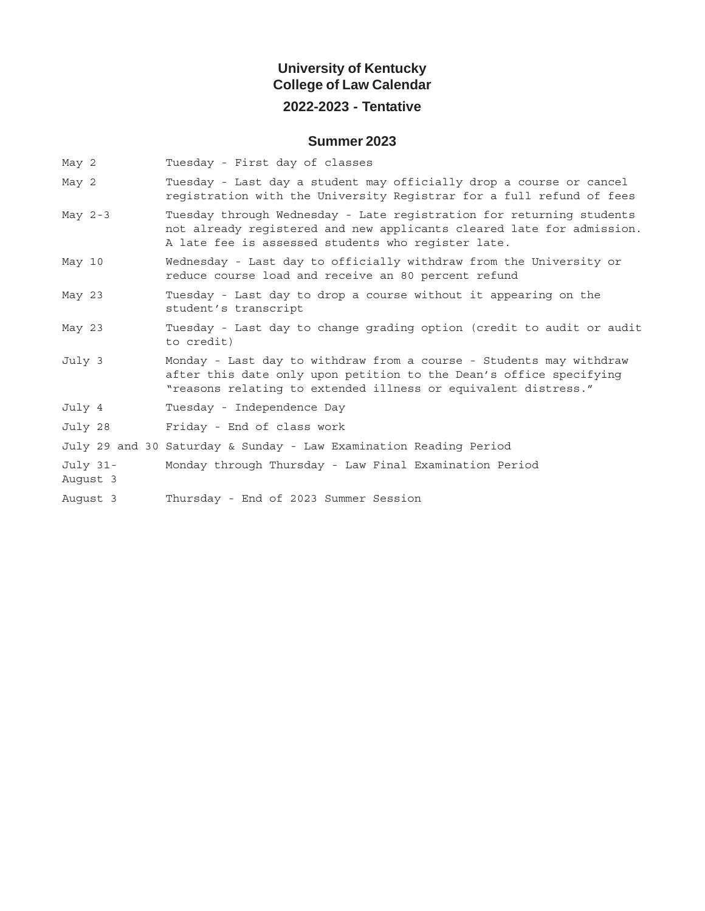# University of Kentucky
# College of Law Calendar
## 2022-2023 - Tentative

## Summer 2023

| | |
|---|---|
| May 2 | Tuesday - First day of classes |
| May 2 | Tuesday - Last day a student may officially drop a course or cancel registration with the University Registrar for a full refund of fees |
| May 2-3 | Tuesday through Wednesday - Late registration for returning students not already registered and new applicants cleared late for admission. A late fee is assessed students who register late. |
| May 10 | Wednesday - Last day to officially withdraw from the University or reduce course load and receive an 80 percent refund |
| May 23 | Tuesday - Last day to drop a course without it appearing on the student's transcript |
| May 23 | Tuesday - Last day to change grading option (credit to audit or audit to credit) |
| July 3 | Monday - Last day to withdraw from a course - Students may withdraw after this date only upon petition to the Dean's office specifying "reasons relating to extended illness or equivalent distress." |
| July 4 | Tuesday - Independence Day |
| July 28 | Friday - End of class work |
| July 29 and 30 | Saturday & Sunday - Law Examination Reading Period |
| July 31-August 3 | Monday through Thursday - Law Final Examination Period |
| August 3 | Thursday - End of 2023 Summer Session |